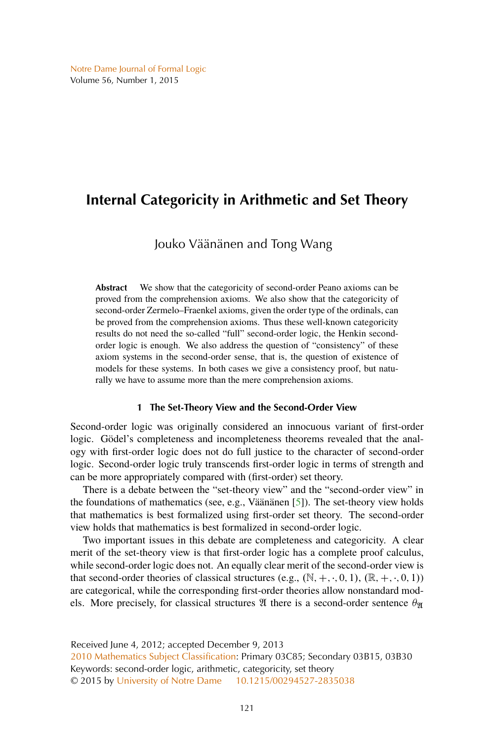# Internal Categoricity in Arithmetic and Set Theory

Jouko Väänänen and Tong Wang

**Abstract** We show that the categoricity of second-order Peano axioms can be proved from the comprehension axioms. We also show that the categoricity of second-order Zermelo–Fraenkel axioms, given the order type of the ordinals, can be proved from the comprehension axioms. Thus these well-known categoricity results do not need the so-called "full" second-order logic, the Henkin second-order logic is enough. We also address the question of "consistency" of these axiom systems in the second-order sense, that is, the question of existence of models for these systems. In both cases we give a consistency proof, but naturally we have to assume more than the mere comprehension axioms.

## 1 The Set-Theory View and the Second-Order View

Second-order logic was originally considered an innocuous variant of first-order logic. Gödel's completeness and incompleteness theorems revealed that the analogy with first-order logic does not do full justice to the character of second-order logic. Second-order logic truly transcends first-order logic in terms of strength and can be more appropriately compared with (first-order) set theory.

There is a debate between the "set-theory view" and the "second-order view" in the foundations of mathematics (see, e.g., Väänänen [5]). The set-theory view holds that mathematics is best formalized using first-order set theory. The second-order view holds that mathematics is best formalized in second-order logic.

Two important issues in this debate are completeness and categoricity. A clear merit of the set-theory view is that first-order logic has a complete proof calculus, while second-order logic does not. An equally clear merit of the second-order view is that second-order theories of classical structures (e.g., $(\mathbb{N}, +, \cdot, 0, 1)$, $(\mathbb{R}, +, \cdot, 0, 1)$) are categorical, while the corresponding first-order theories allow nonstandard models. More precisely, for classical structures $\mathfrak{A}$ there is a second-order sentence $\theta_{\mathfrak{A}}$

Received June 4, 2012; accepted December 9, 2013
2010 Mathematics Subject Classification: Primary 03C85; Secondary 03B15, 03B30
Keywords: second-order logic, arithmetic, categoricity, set theory
© 2015 by University of Notre Dame 10.1215/00294527-2835038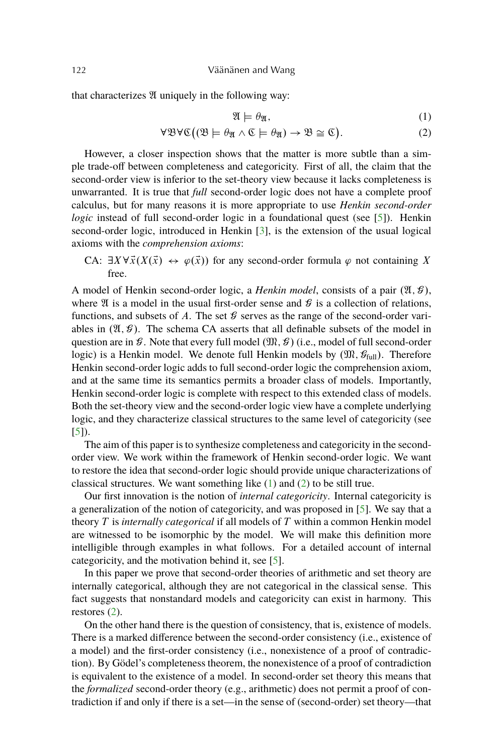that characterizes $\mathfrak{A}$ uniquely in the following way:

$$\mathfrak{A} \models \theta_{\mathfrak{A}}, \tag{1}$$

$$\forall \mathfrak{B} \forall \mathfrak{C} \big( (\mathfrak{B} \models \theta_{\mathfrak{A}} \wedge \mathfrak{C} \models \theta_{\mathfrak{A}}) \rightarrow \mathfrak{B} \cong \mathfrak{C} \big). \tag{2}$$

However, a closer inspection shows that the matter is more subtle than a simple trade-off between completeness and categoricity. First of all, the claim that the second-order view is inferior to the set-theory view because it lacks completeness is unwarranted. It is true that *full* second-order logic does not have a complete proof calculus, but for many reasons it is more appropriate to use *Henkin second-order logic* instead of full second-order logic in a foundational quest (see [5]). Henkin second-order logic, introduced in Henkin [3], is the extension of the usual logical axioms with the *comprehension axioms*:

CA: $\exists X \forall \vec{x}(X(\vec{x}) \leftrightarrow \varphi(\vec{x}))$ for any second-order formula $\varphi$ not containing $X$ free.

A model of Henkin second-order logic, a *Henkin model*, consists of a pair $(\mathfrak{A}, \mathcal{G})$, where $\mathfrak{A}$ is a model in the usual first-order sense and $\mathcal{G}$ is a collection of relations, functions, and subsets of $A$. The set $\mathcal{G}$ serves as the range of the second-order variables in $(\mathfrak{A}, \mathcal{G})$. The schema CA asserts that all definable subsets of the model in question are in $\mathcal{G}$. Note that every full model $(\mathfrak{M}, \mathcal{G})$ (i.e., model of full second-order logic) is a Henkin model. We denote full Henkin models by $(\mathfrak{M}, \mathcal{G}_{\text{full}})$. Therefore Henkin second-order logic adds to full second-order logic the comprehension axiom, and at the same time its semantics permits a broader class of models. Importantly, Henkin second-order logic is complete with respect to this extended class of models. Both the set-theory view and the second-order logic view have a complete underlying logic, and they characterize classical structures to the same level of categoricity (see [5]).

The aim of this paper is to synthesize completeness and categoricity in the second-order view. We work within the framework of Henkin second-order logic. We want to restore the idea that second-order logic should provide unique characterizations of classical structures. We want something like (1) and (2) to be still true.

Our first innovation is the notion of *internal categoricity*. Internal categoricity is a generalization of the notion of categoricity, and was proposed in [5]. We say that a theory $T$ is *internally categorical* if all models of $T$ within a common Henkin model are witnessed to be isomorphic by the model. We will make this definition more intelligible through examples in what follows. For a detailed account of internal categoricity, and the motivation behind it, see [5].

In this paper we prove that second-order theories of arithmetic and set theory are internally categorical, although they are not categorical in the classical sense. This fact suggests that nonstandard models and categoricity can exist in harmony. This restores (2).

On the other hand there is the question of consistency, that is, existence of models. There is a marked difference between the second-order consistency (i.e., existence of a model) and the first-order consistency (i.e., nonexistence of a proof of contradiction). By Gödel's completeness theorem, the nonexistence of a proof of contradiction is equivalent to the existence of a model. In second-order set theory this means that the *formalized* second-order theory (e.g., arithmetic) does not permit a proof of contradiction if and only if there is a set—in the sense of (second-order) set theory—that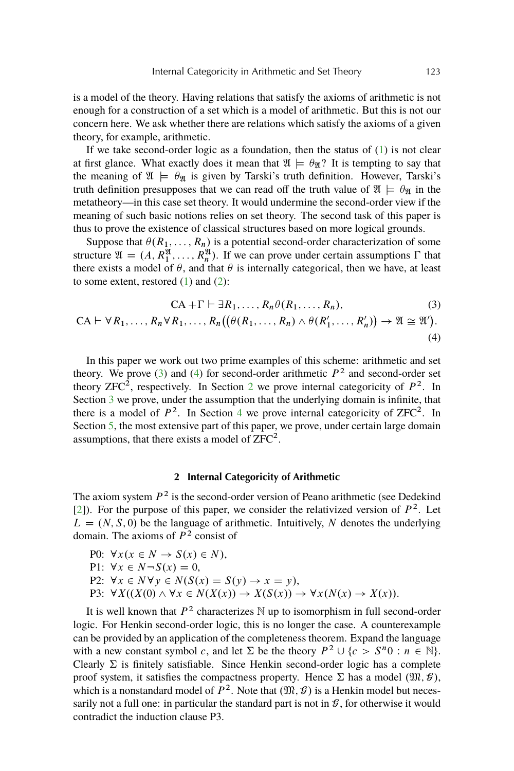is a model of the theory. Having relations that satisfy the axioms of arithmetic is not enough for a construction of a set which is a model of arithmetic. But this is not our concern here. We ask whether there are relations which satisfy the axioms of a given theory, for example, arithmetic.

If we take second-order logic as a foundation, then the status of (1) is not clear at first glance. What exactly does it mean that $\mathfrak{A} \models \theta_{\mathfrak{A}}$? It is tempting to say that the meaning of $\mathfrak{A} \models \theta_{\mathfrak{A}}$ is given by Tarski's truth definition. However, Tarski's truth definition presupposes that we can read off the truth value of $\mathfrak{A} \models \theta_{\mathfrak{A}}$ in the metatheory—in this case set theory. It would undermine the second-order view if the meaning of such basic notions relies on set theory. The second task of this paper is thus to prove the existence of classical structures based on more logical grounds.

Suppose that $\theta(R_1, \ldots, R_n)$ is a potential second-order characterization of some structure $\mathfrak{A} = (A, R_1^{\mathfrak{A}}, \ldots, R_n^{\mathfrak{A}})$. If we can prove under certain assumptions $\Gamma$ that there exists a model of $\theta$, and that $\theta$ is internally categorical, then we have, at least to some extent, restored (1) and (2):

$$\mathrm{CA} + \Gamma \vdash \exists R_1, \ldots, R_n \theta(R_1, \ldots, R_n), \tag{3}$$

$$\mathrm{CA} \vdash \forall R_1, \ldots, R_n \forall R_1, \ldots, R_n \big( (\theta(R_1, \ldots, R_n) \wedge \theta(R'_1, \ldots, R'_n)) \to \mathfrak{A} \cong \mathfrak{A}' \big). \tag{4}$$

In this paper we work out two prime examples of this scheme: arithmetic and set theory. We prove (3) and (4) for second-order arithmetic $P^2$ and second-order set theory $\mathrm{ZFC}^2$, respectively. In Section 2 we prove internal categoricity of $P^2$. In Section 3 we prove, under the assumption that the underlying domain is infinite, that there is a model of $P^2$. In Section 4 we prove internal categoricity of $\mathrm{ZFC}^2$. In Section 5, the most extensive part of this paper, we prove, under certain large domain assumptions, that there exists a model of $\mathrm{ZFC}^2$.

## 2 Internal Categoricity of Arithmetic

The axiom system $P^2$ is the second-order version of Peano arithmetic (see Dedekind [2]). For the purpose of this paper, we consider the relativized version of $P^2$. Let $L = (N, S, 0)$ be the language of arithmetic. Intuitively, $N$ denotes the underlying domain. The axioms of $P^2$ consist of

P0: $\forall x(x \in N \to S(x) \in N)$,
P1: $\forall x \in N \neg S(x) = 0$,
P2: $\forall x \in N \forall y \in N(S(x) = S(y) \to x = y)$,
P3: $\forall X((X(0) \wedge \forall x \in N(X(x)) \to X(S(x)) \to \forall x(N(x) \to X(x))$.

It is well known that $P^2$ characterizes $\mathbb{N}$ up to isomorphism in full second-order logic. For Henkin second-order logic, this is no longer the case. A counterexample can be provided by an application of the completeness theorem. Expand the language with a new constant symbol $c$, and let $\Sigma$ be the theory $P^2 \cup \{c > S^n 0 : n \in \mathbb{N}\}$. Clearly $\Sigma$ is finitely satisfiable. Since Henkin second-order logic has a complete proof system, it satisfies the compactness property. Hence $\Sigma$ has a model $(\mathfrak{M}, \mathcal{G})$, which is a nonstandard model of $P^2$. Note that $(\mathfrak{M}, \mathcal{G})$ is a Henkin model but necessarily not a full one: in particular the standard part is not in $\mathcal{G}$, for otherwise it would contradict the induction clause P3.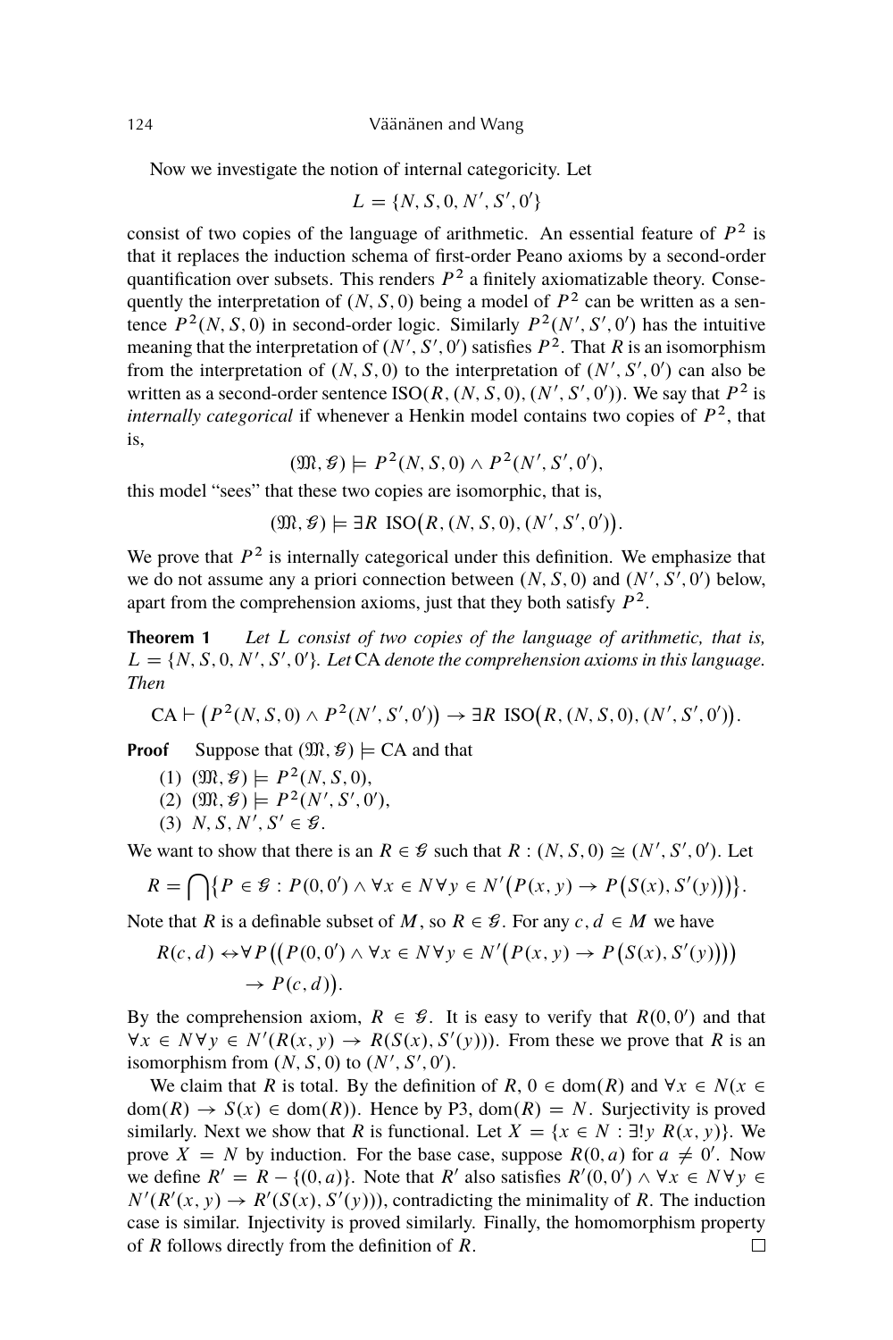Now we investigate the notion of internal categoricity. Let

$$L = \{N, S, 0, N', S', 0'\}$$

consist of two copies of the language of arithmetic. An essential feature of $P^2$ is that it replaces the induction schema of first-order Peano axioms by a second-order quantification over subsets. This renders $P^2$ a finitely axiomatizable theory. Consequently the interpretation of $(N, S, 0)$ being a model of $P^2$ can be written as a sentence $P^2(N, S, 0)$ in second-order logic. Similarly $P^2(N', S', 0')$ has the intuitive meaning that the interpretation of $(N', S', 0')$ satisfies $P^2$. That $R$ is an isomorphism from the interpretation of $(N, S, 0)$ to the interpretation of $(N', S', 0')$ can also be written as a second-order sentence $\mathrm{ISO}(R, (N, S, 0), (N', S', 0'))$. We say that $P^2$ is *internally categorical* if whenever a Henkin model contains two copies of $P^2$, that is,

$$(\mathfrak{M}, \mathcal{G}) \models P^2(N, S, 0) \wedge P^2(N', S', 0'),$$

this model "sees" that these two copies are isomorphic, that is,

$$(\mathfrak{M}, \mathcal{G}) \models \exists R \ \mathrm{ISO}\big(R, (N, S, 0), (N', S', 0')\big).$$

We prove that $P^2$ is internally categorical under this definition. We emphasize that we do not assume any a priori connection between $(N, S, 0)$ and $(N', S', 0')$ below, apart from the comprehension axioms, just that they both satisfy $P^2$.

**Theorem 1** *Let $L$ consist of two copies of the language of arithmetic, that is, $L = \{N, S, 0, N', S', 0'\}$. Let* CA *denote the comprehension axioms in this language. Then*

$$\mathrm{CA} \vdash \big(P^2(N, S, 0) \wedge P^2(N', S', 0')\big) \rightarrow \exists R \ \mathrm{ISO}\big(R, (N, S, 0), (N', S', 0')\big).$$

**Proof** Suppose that $(\mathfrak{M}, \mathcal{G}) \models \mathrm{CA}$ and that

(1) $(\mathfrak{M}, \mathcal{G}) \models P^2(N, S, 0)$,
(2) $(\mathfrak{M}, \mathcal{G}) \models P^2(N', S', 0')$,
(3) $N, S, N', S' \in \mathcal{G}$.

We want to show that there is an $R \in \mathcal{G}$ such that $R : (N, S, 0) \cong (N', S', 0')$. Let

$$R = \bigcap\big\{P \in \mathcal{G} : P(0, 0') \wedge \forall x \in N \forall y \in N'\big(P(x, y) \rightarrow P\big(S(x), S'(y)\big)\big)\big\}.$$

Note that $R$ is a definable subset of $M$, so $R \in \mathcal{G}$. For any $c, d \in M$ we have

$$R(c, d) \leftrightarrow \forall P\big(\big(P(0, 0') \wedge \forall x \in N \forall y \in N'\big(P(x, y) \rightarrow P\big(S(x), S'(y)\big)\big)\big) \rightarrow P(c, d)\big).$$

By the comprehension axiom, $R \in \mathcal{G}$. It is easy to verify that $R(0, 0')$ and that $\forall x \in N \forall y \in N'(R(x, y) \rightarrow R(S(x), S'(y)))$. From these we prove that $R$ is an isomorphism from $(N, S, 0)$ to $(N', S', 0')$.

We claim that $R$ is total. By the definition of $R$, $0 \in \mathrm{dom}(R)$ and $\forall x \in N(x \in \mathrm{dom}(R) \rightarrow S(x) \in \mathrm{dom}(R))$. Hence by P3, $\mathrm{dom}(R) = N$. Surjectivity is proved similarly. Next we show that $R$ is functional. Let $X = \{x \in N : \exists! y \ R(x, y)\}$. We prove $X = N$ by induction. For the base case, suppose $R(0, a)$ for $a \neq 0'$. Now we define $R' = R - \{(0, a)\}$. Note that $R'$ also satisfies $R'(0, 0') \wedge \forall x \in N \forall y \in N'(R'(x, y) \rightarrow R'(S(x), S'(y)))$, contradicting the minimality of $R$. The induction case is similar. Injectivity is proved similarly. Finally, the homomorphism property of $R$ follows directly from the definition of $R$. □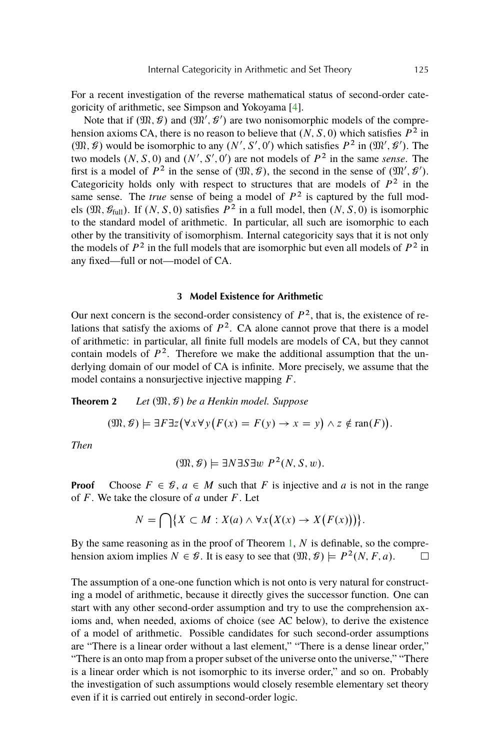For a recent investigation of the reverse mathematical status of second-order categoricity of arithmetic, see Simpson and Yokoyama [4].

Note that if $(\mathfrak{M}, \mathcal{G})$ and $(\mathfrak{M}', \mathcal{G}')$ are two nonisomorphic models of the comprehension axioms CA, there is no reason to believe that $(N, S, 0)$ which satisfies $P^2$ in $(\mathfrak{M}, \mathcal{G})$ would be isomorphic to any $(N', S', 0')$ which satisfies $P^2$ in $(\mathfrak{M}', \mathcal{G}')$. The two models $(N, S, 0)$ and $(N', S', 0')$ are not models of $P^2$ in the same *sense*. The first is a model of $P^2$ in the sense of $(\mathfrak{M}, \mathcal{G})$, the second in the sense of $(\mathfrak{M}', \mathcal{G}')$. Categoricity holds only with respect to structures that are models of $P^2$ in the same sense. The *true* sense of being a model of $P^2$ is captured by the full models $(\mathfrak{M}, \mathcal{G}_{\text{full}})$. If $(N, S, 0)$ satisfies $P^2$ in a full model, then $(N, S, 0)$ is isomorphic to the standard model of arithmetic. In particular, all such are isomorphic to each other by the transitivity of isomorphism. Internal categoricity says that it is not only the models of $P^2$ in the full models that are isomorphic but even all models of $P^2$ in any fixed—full or not—model of CA.

## 3 Model Existence for Arithmetic

Our next concern is the second-order consistency of $P^2$, that is, the existence of relations that satisfy the axioms of $P^2$. CA alone cannot prove that there is a model of arithmetic: in particular, all finite full models are models of CA, but they cannot contain models of $P^2$. Therefore we make the additional assumption that the underlying domain of our model of CA is infinite. More precisely, we assume that the model contains a nonsurjective injective mapping $F$.

**Theorem 2** *Let $(\mathfrak{M}, \mathcal{G})$ be a Henkin model. Suppose*

$$(\mathfrak{M}, \mathcal{G}) \models \exists F \exists z \big(\forall x \forall y \big(F(x) = F(y) \to x = y\big) \wedge z \notin \operatorname{ran}(F)\big).$$

*Then*

$$(\mathfrak{M}, \mathcal{G}) \models \exists N \exists S \exists w \; P^2(N, S, w).$$

**Proof** Choose $F \in \mathcal{G}$, $a \in M$ such that $F$ is injective and $a$ is not in the range of $F$. We take the closure of $a$ under $F$. Let

$$N = \bigcap \big\{X \subset M : X(a) \wedge \forall x \big(X(x) \to X\big(F(x)\big)\big)\big\}.$$

By the same reasoning as in the proof of Theorem 1, $N$ is definable, so the comprehension axiom implies $N \in \mathcal{G}$. It is easy to see that $(\mathfrak{M}, \mathcal{G}) \models P^2(N, F, a)$. □

The assumption of a one-one function which is not onto is very natural for constructing a model of arithmetic, because it directly gives the successor function. One can start with any other second-order assumption and try to use the comprehension axioms and, when needed, axioms of choice (see AC below), to derive the existence of a model of arithmetic. Possible candidates for such second-order assumptions are "There is a linear order without a last element," "There is a dense linear order," "There is an onto map from a proper subset of the universe onto the universe," "There is a linear order which is not isomorphic to its inverse order," and so on. Probably the investigation of such assumptions would closely resemble elementary set theory even if it is carried out entirely in second-order logic.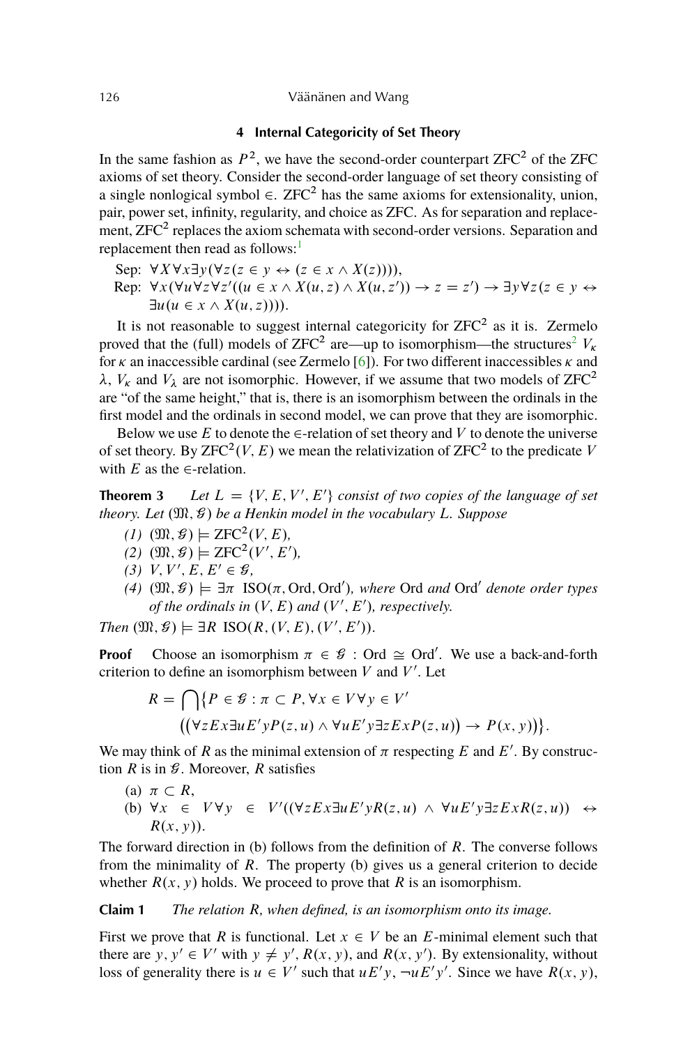## 4 Internal Categoricity of Set Theory

In the same fashion as $P^2$, we have the second-order counterpart $\mathrm{ZFC}^2$ of the ZFC axioms of set theory. Consider the second-order language of set theory consisting of a single nonlogical symbol $\in$. $\mathrm{ZFC}^2$ has the same axioms for extensionality, union, pair, power set, infinity, regularity, and choice as ZFC. As for separation and replacement, $\mathrm{ZFC}^2$ replaces the axiom schemata with second-order versions. Separation and replacement then read as follows:[1]

Sep: $\forall X \forall x \exists y (\forall z (z \in y \leftrightarrow (z \in x \wedge X(z))))$,

Rep: $\forall x (\forall u \forall z \forall z' ((u \in x \wedge X(u, z) \wedge X(u, z')) \rightarrow z = z') \rightarrow \exists y \forall z (z \in y \leftrightarrow \exists u (u \in x \wedge X(u, z))))$.

It is not reasonable to suggest internal categoricity for $\mathrm{ZFC}^2$ as it is. Zermelo proved that the (full) models of $\mathrm{ZFC}^2$ are—up to isomorphism—the structures[2] $V_\kappa$ for $\kappa$ an inaccessible cardinal (see Zermelo [6]). For two different inaccessibles $\kappa$ and $\lambda$, $V_\kappa$ and $V_\lambda$ are not isomorphic. However, if we assume that two models of $\mathrm{ZFC}^2$ are "of the same height," that is, there is an isomorphism between the ordinals in the first model and the ordinals in second model, we can prove that they are isomorphic.

Below we use $E$ to denote the $\in$-relation of set theory and $V$ to denote the universe of set theory. By $\mathrm{ZFC}^2(V, E)$ we mean the relativization of $\mathrm{ZFC}^2$ to the predicate $V$ with $E$ as the $\in$-relation.

**Theorem 3** *Let $L = \{V, E, V', E'\}$ consist of two copies of the language of set theory. Let $(\mathfrak{M}, \mathcal{G})$ be a Henkin model in the vocabulary $L$. Suppose*

*(1) $(\mathfrak{M}, \mathcal{G}) \models \mathrm{ZFC}^2(V, E)$,*

*(2) $(\mathfrak{M}, \mathcal{G}) \models \mathrm{ZFC}^2(V', E')$,*

*(3) $V, V', E, E' \in \mathcal{G}$,*

*(4) $(\mathfrak{M}, \mathcal{G}) \models \exists \pi \; \mathrm{ISO}(\pi, \mathrm{Ord}, \mathrm{Ord}')$, where $\mathrm{Ord}$ and $\mathrm{Ord}'$ denote order types of the ordinals in $(V, E)$ and $(V', E')$, respectively.*

*Then $(\mathfrak{M}, \mathcal{G}) \models \exists R \; \mathrm{ISO}(R, (V, E), (V', E'))$.*

**Proof** Choose an isomorphism $\pi \in \mathcal{G} : \mathrm{Ord} \cong \mathrm{Ord}'$. We use a back-and-forth criterion to define an isomorphism between $V$ and $V'$. Let

$$R = \bigcap \{P \in \mathcal{G} : \pi \subset P, \forall x \in V \forall y \in V' \\ \big((\forall z E x \exists u E' y P(z, u) \wedge \forall u E' y \exists z E x P(z, u)\big) \rightarrow P(x, y))\}.$$

We may think of $R$ as the minimal extension of $\pi$ respecting $E$ and $E'$. By construction $R$ is in $\mathcal{G}$. Moreover, $R$ satisfies

(a) $\pi \subset R$,

(b) $\forall x \in V \forall y \in V'((\forall z E x \exists u E' y R(z, u) \wedge \forall u E' y \exists z E x R(z, u)) \leftrightarrow R(x, y))$.

The forward direction in (b) follows from the definition of $R$. The converse follows from the minimality of $R$. The property (b) gives us a general criterion to decide whether $R(x, y)$ holds. We proceed to prove that $R$ is an isomorphism.

**Claim 1** *The relation $R$, when defined, is an isomorphism onto its image.*

First we prove that $R$ is functional. Let $x \in V$ be an $E$-minimal element such that there are $y, y' \in V'$ with $y \neq y'$, $R(x, y)$, and $R(x, y')$. By extensionality, without loss of generality there is $u \in V'$ such that $u E' y$, $\neg u E' y'$. Since we have $R(x, y)$,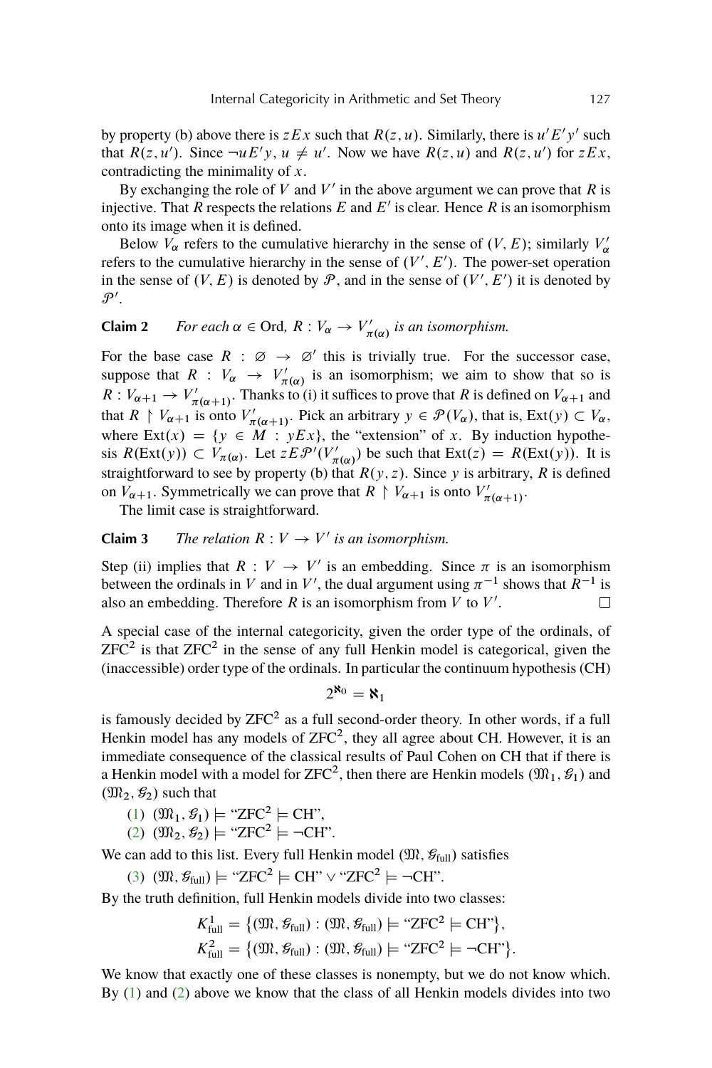by property (b) above there is $zEx$ such that $R(z, u)$. Similarly, there is $u'E'y'$ such that $R(z, u')$. Since $\neg uE'y$, $u \neq u'$. Now we have $R(z, u)$ and $R(z, u')$ for $zEx$, contradicting the minimality of $x$.

By exchanging the role of $V$ and $V'$ in the above argument we can prove that $R$ is injective. That $R$ respects the relations $E$ and $E'$ is clear. Hence $R$ is an isomorphism onto its image when it is defined.

Below $V_\alpha$ refers to the cumulative hierarchy in the sense of $(V, E)$; similarly $V'_\alpha$ refers to the cumulative hierarchy in the sense of $(V', E')$. The power-set operation in the sense of $(V, E)$ is denoted by $\mathcal{P}$, and in the sense of $(V', E')$ it is denoted by $\mathcal{P}'$.

**Claim 2** *For each* $\alpha \in \mathrm{Ord}$*,* $R : V_\alpha \to V'_{\pi(\alpha)}$ *is an isomorphism.*

For the base case $R : \varnothing \to \varnothing'$ this is trivially true. For the successor case, suppose that $R : V_\alpha \to V'_{\pi(\alpha)}$ is an isomorphism; we aim to show that so is $R : V_{\alpha+1} \to V'_{\pi(\alpha+1)}$. Thanks to (i) it suffices to prove that $R$ is defined on $V_{\alpha+1}$ and that $R \upharpoonright V_{\alpha+1}$ is onto $V'_{\pi(\alpha+1)}$. Pick an arbitrary $y \in \mathcal{P}(V_\alpha)$, that is, $\mathrm{Ext}(y) \subset V_\alpha$, where $\mathrm{Ext}(x) = \{y \in M : yEx\}$, the "extension" of $x$. By induction hypothesis $R(\mathrm{Ext}(y)) \subset V_{\pi(\alpha)}$. Let $zE\mathcal{P}'(V'_{\pi(\alpha)})$ be such that $\mathrm{Ext}(z) = R(\mathrm{Ext}(y))$. It is straightforward to see by property (b) that $R(y, z)$. Since $y$ is arbitrary, $R$ is defined on $V_{\alpha+1}$. Symmetrically we can prove that $R \upharpoonright V_{\alpha+1}$ is onto $V'_{\pi(\alpha+1)}$.

The limit case is straightforward.

**Claim 3** *The relation* $R : V \to V'$ *is an isomorphism.*

Step (ii) implies that $R : V \to V'$ is an embedding. Since $\pi$ is an isomorphism between the ordinals in $V$ and in $V'$, the dual argument using $\pi^{-1}$ shows that $R^{-1}$ is also an embedding. Therefore $R$ is an isomorphism from $V$ to $V'$. □

A special case of the internal categoricity, given the order type of the ordinals, of $\mathrm{ZFC}^2$ is that $\mathrm{ZFC}^2$ in the sense of any full Henkin model is categorical, given the (inaccessible) order type of the ordinals. In particular the continuum hypothesis (CH)

$$2^{\aleph_0} = \aleph_1$$

is famously decided by $\mathrm{ZFC}^2$ as a full second-order theory. In other words, if a full Henkin model has any models of $\mathrm{ZFC}^2$, they all agree about CH. However, it is an immediate consequence of the classical results of Paul Cohen on CH that if there is a Henkin model with a model for $\mathrm{ZFC}^2$, then there are Henkin models $(\mathfrak{M}_1, \mathcal{G}_1)$ and $(\mathfrak{M}_2, \mathcal{G}_2)$ such that

(1) $(\mathfrak{M}_1, \mathcal{G}_1) \models$ "$\mathrm{ZFC}^2 \models \mathrm{CH}$",
(2) $(\mathfrak{M}_2, \mathcal{G}_2) \models$ "$\mathrm{ZFC}^2 \models \neg\mathrm{CH}$".

We can add to this list. Every full Henkin model $(\mathfrak{M}, \mathcal{G}_{\mathrm{full}})$ satisfies

(3) $(\mathfrak{M}, \mathcal{G}_{\mathrm{full}}) \models$ "$\mathrm{ZFC}^2 \models \mathrm{CH}$" $\vee$ "$\mathrm{ZFC}^2 \models \neg\mathrm{CH}$".

By the truth definition, full Henkin models divide into two classes:

$$K^1_{\mathrm{full}} = \{(\mathfrak{M}, \mathcal{G}_{\mathrm{full}}) : (\mathfrak{M}, \mathcal{G}_{\mathrm{full}}) \models \text{"}\mathrm{ZFC}^2 \models \mathrm{CH}\text{"}\},$$
$$K^2_{\mathrm{full}} = \{(\mathfrak{M}, \mathcal{G}_{\mathrm{full}}) : (\mathfrak{M}, \mathcal{G}_{\mathrm{full}}) \models \text{"}\mathrm{ZFC}^2 \models \neg\mathrm{CH}\text{"}\}.$$

We know that exactly one of these classes is nonempty, but we do not know which. By (1) and (2) above we know that the class of all Henkin models divides into two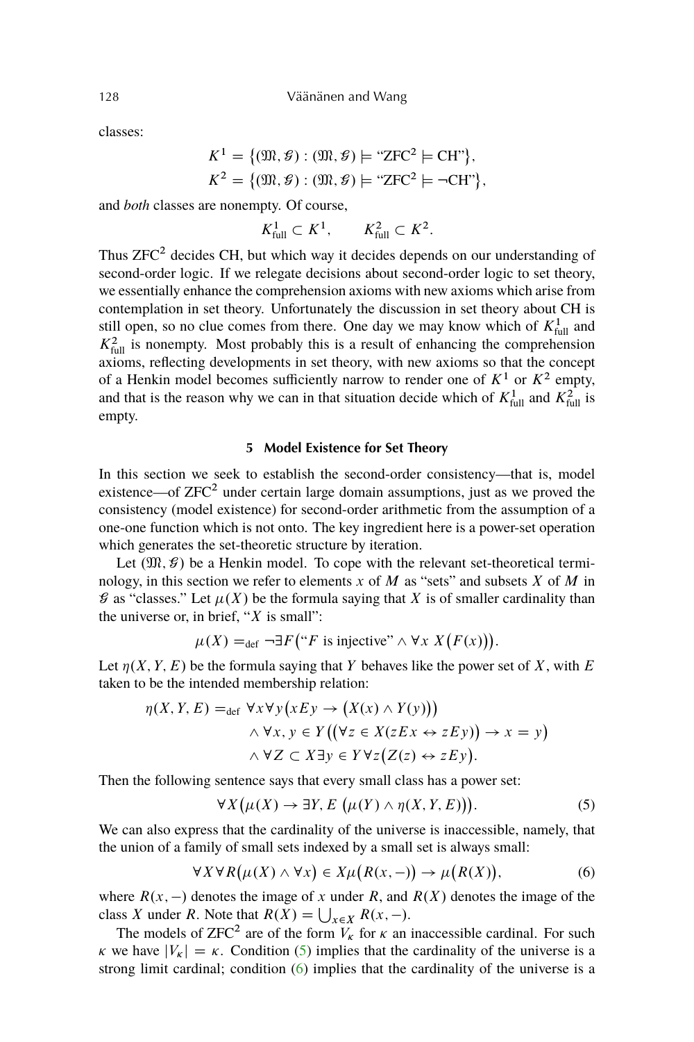classes:

$$K^1 = \{(\mathfrak{M}, \mathcal{G}) : (\mathfrak{M}, \mathcal{G}) \models \text{“ZFC}^2 \models \text{CH”}\},$$
$$K^2 = \{(\mathfrak{M}, \mathcal{G}) : (\mathfrak{M}, \mathcal{G}) \models \text{“ZFC}^2 \models \neg\text{CH”}\},$$

and *both* classes are nonempty. Of course,

$$K^1_{\text{full}} \subset K^1, \qquad K^2_{\text{full}} \subset K^2.$$

Thus $\text{ZFC}^2$ decides CH, but which way it decides depends on our understanding of second-order logic. If we relegate decisions about second-order logic to set theory, we essentially enhance the comprehension axioms with new axioms which arise from contemplation in set theory. Unfortunately the discussion in set theory about CH is still open, so no clue comes from there. One day we may know which of $K^1_{\text{full}}$ and $K^2_{\text{full}}$ is nonempty. Most probably this is a result of enhancing the comprehension axioms, reflecting developments in set theory, with new axioms so that the concept of a Henkin model becomes sufficiently narrow to render one of $K^1$ or $K^2$ empty, and that is the reason why we can in that situation decide which of $K^1_{\text{full}}$ and $K^2_{\text{full}}$ is empty.

## 5 Model Existence for Set Theory

In this section we seek to establish the second-order consistency—that is, model existence—of $\text{ZFC}^2$ under certain large domain assumptions, just as we proved the consistency (model existence) for second-order arithmetic from the assumption of a one-one function which is not onto. The key ingredient here is a power-set operation which generates the set-theoretic structure by iteration.

Let $(\mathfrak{M}, \mathcal{G})$ be a Henkin model. To cope with the relevant set-theoretical terminology, in this section we refer to elements $x$ of $M$ as "sets" and subsets $X$ of $M$ in $\mathcal{G}$ as "classes." Let $\mu(X)$ be the formula saying that $X$ is of smaller cardinality than the universe or, in brief, "$X$ is small":

$$\mu(X) =_{\text{def}} \neg\exists F(\text{“}F \text{ is injective”} \wedge \forall x\; X(F(x))).$$

Let $\eta(X, Y, E)$ be the formula saying that $Y$ behaves like the power set of $X$, with $E$ taken to be the intended membership relation:

$$\begin{aligned}
\eta(X, Y, E) =_{\text{def}}\ & \forall x \forall y (xEy \to (X(x) \wedge Y(y))) \\
& \wedge \forall x, y \in Y((\forall z \in X(zEx \leftrightarrow zEy)) \to x = y) \\
& \wedge \forall Z \subset X \exists y \in Y \forall z (Z(z) \leftrightarrow zEy).
\end{aligned}$$

Then the following sentence says that every small class has a power set:

$$\forall X(\mu(X) \to \exists Y, E\; (\mu(Y) \wedge \eta(X, Y, E))). \tag{5}$$

We can also express that the cardinality of the universe is inaccessible, namely, that the union of a family of small sets indexed by a small set is always small:

$$\forall X \forall R(\mu(X) \wedge \forall x) \in X\mu(R(x, -)) \to \mu(R(X)), \tag{6}$$

where $R(x, -)$ denotes the image of $x$ under $R$, and $R(X)$ denotes the image of the class $X$ under $R$. Note that $R(X) = \bigcup_{x \in X} R(x, -)$.

The models of $\text{ZFC}^2$ are of the form $V_\kappa$ for $\kappa$ an inaccessible cardinal. For such $\kappa$ we have $|V_\kappa| = \kappa$. Condition (5) implies that the cardinality of the universe is a strong limit cardinal; condition (6) implies that the cardinality of the universe is a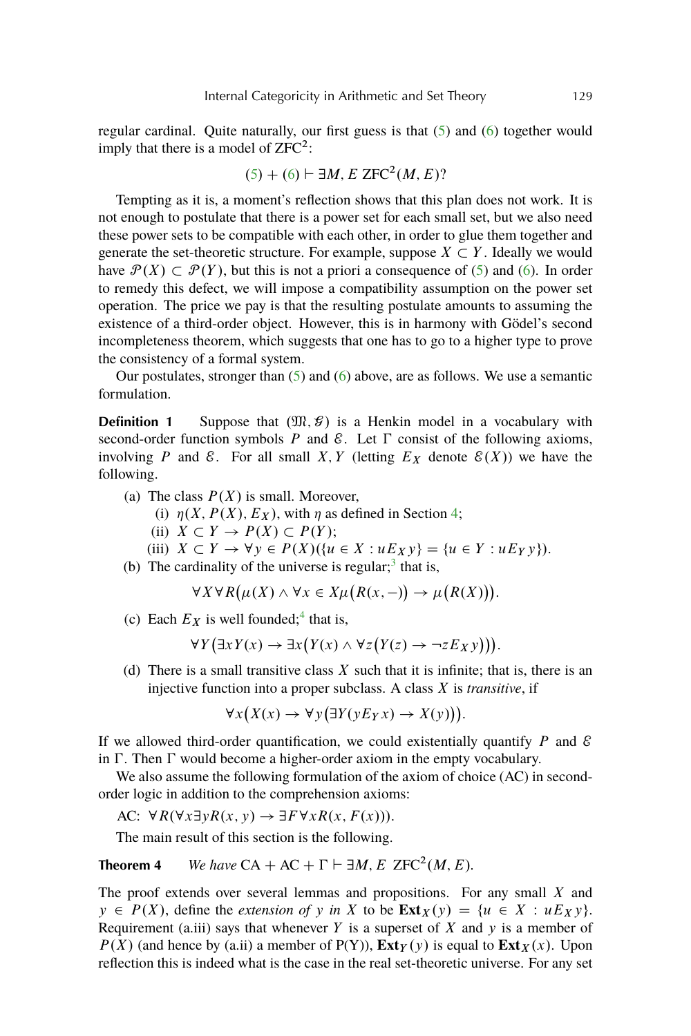regular cardinal. Quite naturally, our first guess is that (5) and (6) together would imply that there is a model of ZFC$^2$:

$$(5) + (6) \vdash \exists M, E\ \mathrm{ZFC}^2(M, E)?$$

Tempting as it is, a moment's reflection shows that this plan does not work. It is not enough to postulate that there is a power set for each small set, but we also need these power sets to be compatible with each other, in order to glue them together and generate the set-theoretic structure. For example, suppose $X \subset Y$. Ideally we would have $\mathcal{P}(X) \subset \mathcal{P}(Y)$, but this is not a priori a consequence of (5) and (6). In order to remedy this defect, we will impose a compatibility assumption on the power set operation. The price we pay is that the resulting postulate amounts to assuming the existence of a third-order object. However, this is in harmony with Gödel's second incompleteness theorem, which suggests that one has to go to a higher type to prove the consistency of a formal system.

Our postulates, stronger than (5) and (6) above, are as follows. We use a semantic formulation.

**Definition 1** Suppose that $(\mathfrak{M}, \mathcal{G})$ is a Henkin model in a vocabulary with second-order function symbols $P$ and $\mathcal{E}$. Let $\Gamma$ consist of the following axioms, involving $P$ and $\mathcal{E}$. For all small $X, Y$ (letting $E_X$ denote $\mathcal{E}(X)$) we have the following.

- (a) The class $P(X)$ is small. Moreover,
  - (i) $\eta(X, P(X), E_X)$, with $\eta$ as defined in Section 4;
  - (ii) $X \subset Y \to P(X) \subset P(Y)$;
  - (iii) $X \subset Y \to \forall y \in P(X)(\{u \in X : uE_X y\} = \{u \in Y : uE_Y y\})$.
- (b) The cardinality of the universe is regular;[3] that is,
$$\forall X \forall R\big(\mu(X) \wedge \forall x \in X\mu\big(R(x, -)\big) \to \mu\big(R(X)\big)\big).$$
- (c) Each $E_X$ is well founded;[4] that is,
$$\forall Y\big(\exists x Y(x) \to \exists x\big(Y(x) \wedge \forall z\big(Y(z) \to \neg z E_X y\big)\big)\big).$$
- (d) There is a small transitive class $X$ such that it is infinite; that is, there is an injective function into a proper subclass. A class $X$ is *transitive*, if
$$\forall x\big(X(x) \to \forall y\big(\exists Y(y E_Y x) \to X(y)\big)\big).$$

If we allowed third-order quantification, we could existentially quantify $P$ and $\mathcal{E}$ in $\Gamma$. Then $\Gamma$ would become a higher-order axiom in the empty vocabulary.

We also assume the following formulation of the axiom of choice (AC) in second-order logic in addition to the comprehension axioms:

AC: $\forall R(\forall x \exists y R(x, y) \to \exists F \forall x R(x, F(x)))$.

The main result of this section is the following.

**Theorem 4** *We have* $\mathrm{CA} + \mathrm{AC} + \Gamma \vdash \exists M, E\ \mathrm{ZFC}^2(M, E)$.

The proof extends over several lemmas and propositions. For any small $X$ and $y \in P(X)$, define the *extension of* $y$ *in* $X$ to be $\mathbf{Ext}_X(y) = \{u \in X : uE_X y\}$. Requirement (a.iii) says that whenever $Y$ is a superset of $X$ and $y$ is a member of $P(X)$ (and hence by (a.ii) a member of P(Y)), $\mathbf{Ext}_Y(y)$ is equal to $\mathbf{Ext}_X(x)$. Upon reflection this is indeed what is the case in the real set-theoretic universe. For any set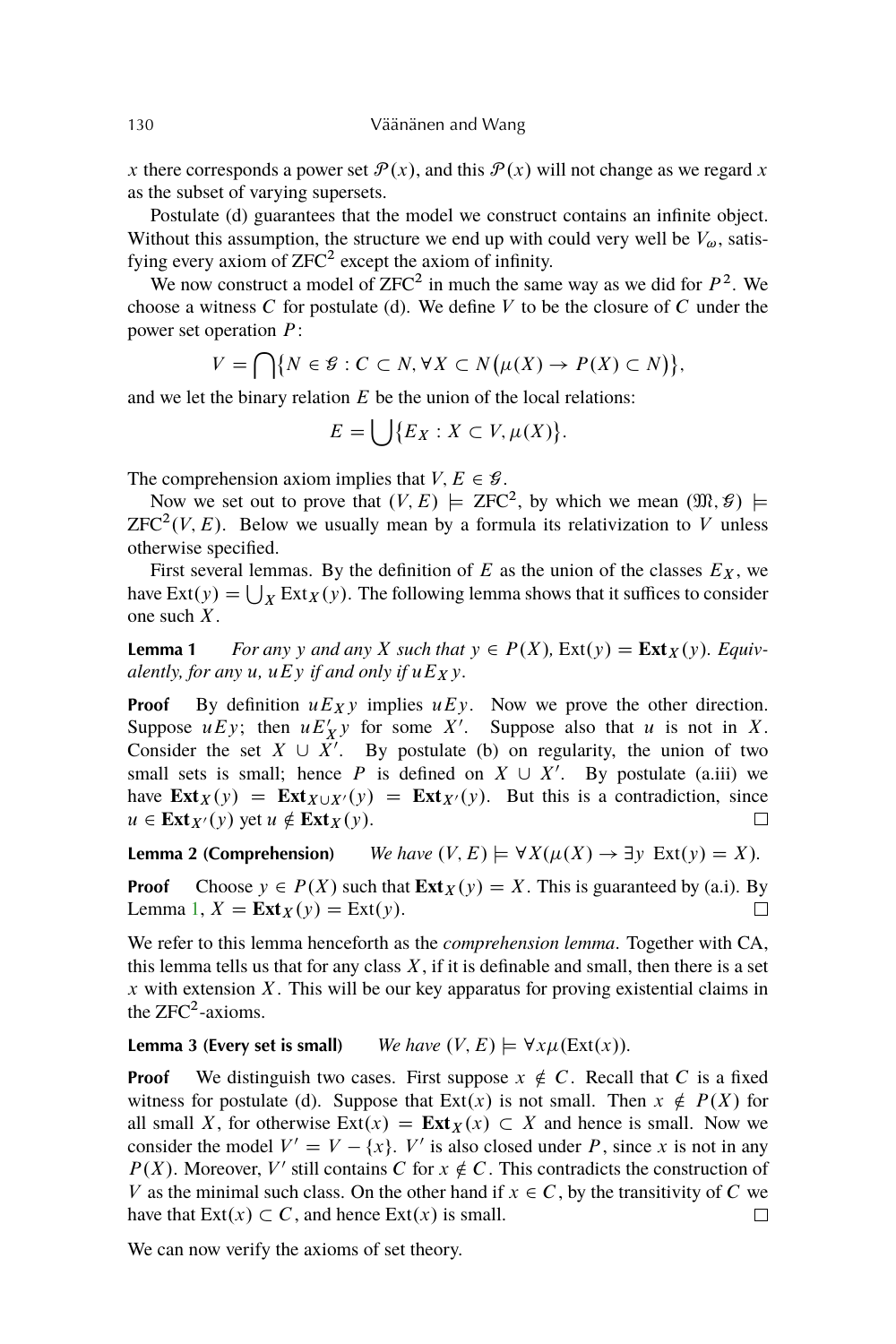$x$ there corresponds a power set $\mathcal{P}(x)$, and this $\mathcal{P}(x)$ will not change as we regard $x$ as the subset of varying supersets.

Postulate (d) guarantees that the model we construct contains an infinite object. Without this assumption, the structure we end up with could very well be $V_\omega$, satisfying every axiom of $\mathrm{ZFC}^2$ except the axiom of infinity.

We now construct a model of $\mathrm{ZFC}^2$ in much the same way as we did for $P^2$. We choose a witness $C$ for postulate (d). We define $V$ to be the closure of $C$ under the power set operation $P$:

$$V = \bigcap\{N \in \mathcal{G} : C \subset N, \forall X \subset N\big(\mu(X) \to P(X) \subset N\big)\},$$

and we let the binary relation $E$ be the union of the local relations:

$$E = \bigcup\{E_X : X \subset V, \mu(X)\}.$$

The comprehension axiom implies that $V, E \in \mathcal{G}$.

Now we set out to prove that $(V, E) \models \mathrm{ZFC}^2$, by which we mean $(\mathfrak{M}, \mathcal{G}) \models \mathrm{ZFC}^2(V, E)$. Below we usually mean by a formula its relativization to $V$ unless otherwise specified.

First several lemmas. By the definition of $E$ as the union of the classes $E_X$, we have $\mathrm{Ext}(y) = \bigcup_X \mathrm{Ext}_X(y)$. The following lemma shows that it suffices to consider one such $X$.

**Lemma 1** *For any $y$ and any $X$ such that $y \in P(X)$, $\mathrm{Ext}(y) = \mathbf{Ext}_X(y)$. Equivalently, for any $u$, $uEy$ if and only if $uE_Xy$.*

**Proof** By definition $uE_Xy$ implies $uEy$. Now we prove the other direction. Suppose $uEy$; then $uE'_Xy$ for some $X'$. Suppose also that $u$ is not in $X$. Consider the set $X \cup X'$. By postulate (b) on regularity, the union of two small sets is small; hence $P$ is defined on $X \cup X'$. By postulate (a.iii) we have $\mathbf{Ext}_X(y) = \mathbf{Ext}_{X\cup X'}(y) = \mathbf{Ext}_{X'}(y)$. But this is a contradiction, since $u \in \mathbf{Ext}_{X'}(y)$ yet $u \notin \mathbf{Ext}_X(y)$. □

**Lemma 2 (Comprehension)** *We have $(V, E) \models \forall X(\mu(X) \to \exists y \; \mathrm{Ext}(y) = X)$.*

**Proof** Choose $y \in P(X)$ such that $\mathbf{Ext}_X(y) = X$. This is guaranteed by (a.i). By Lemma 1, $X = \mathbf{Ext}_X(y) = \mathrm{Ext}(y)$. □

We refer to this lemma henceforth as the *comprehension lemma*. Together with CA, this lemma tells us that for any class $X$, if it is definable and small, then there is a set $x$ with extension $X$. This will be our key apparatus for proving existential claims in the $\mathrm{ZFC}^2$-axioms.

**Lemma 3 (Every set is small)** *We have $(V, E) \models \forall x\mu(\mathrm{Ext}(x))$.*

**Proof** We distinguish two cases. First suppose $x \notin C$. Recall that $C$ is a fixed witness for postulate (d). Suppose that $\mathrm{Ext}(x)$ is not small. Then $x \notin P(X)$ for all small $X$, for otherwise $\mathrm{Ext}(x) = \mathbf{Ext}_X(x) \subset X$ and hence is small. Now we consider the model $V' = V - \{x\}$. $V'$ is also closed under $P$, since $x$ is not in any $P(X)$. Moreover, $V'$ still contains $C$ for $x \notin C$. This contradicts the construction of $V$ as the minimal such class. On the other hand if $x \in C$, by the transitivity of $C$ we have that $\mathrm{Ext}(x) \subset C$, and hence $\mathrm{Ext}(x)$ is small. □

We can now verify the axioms of set theory.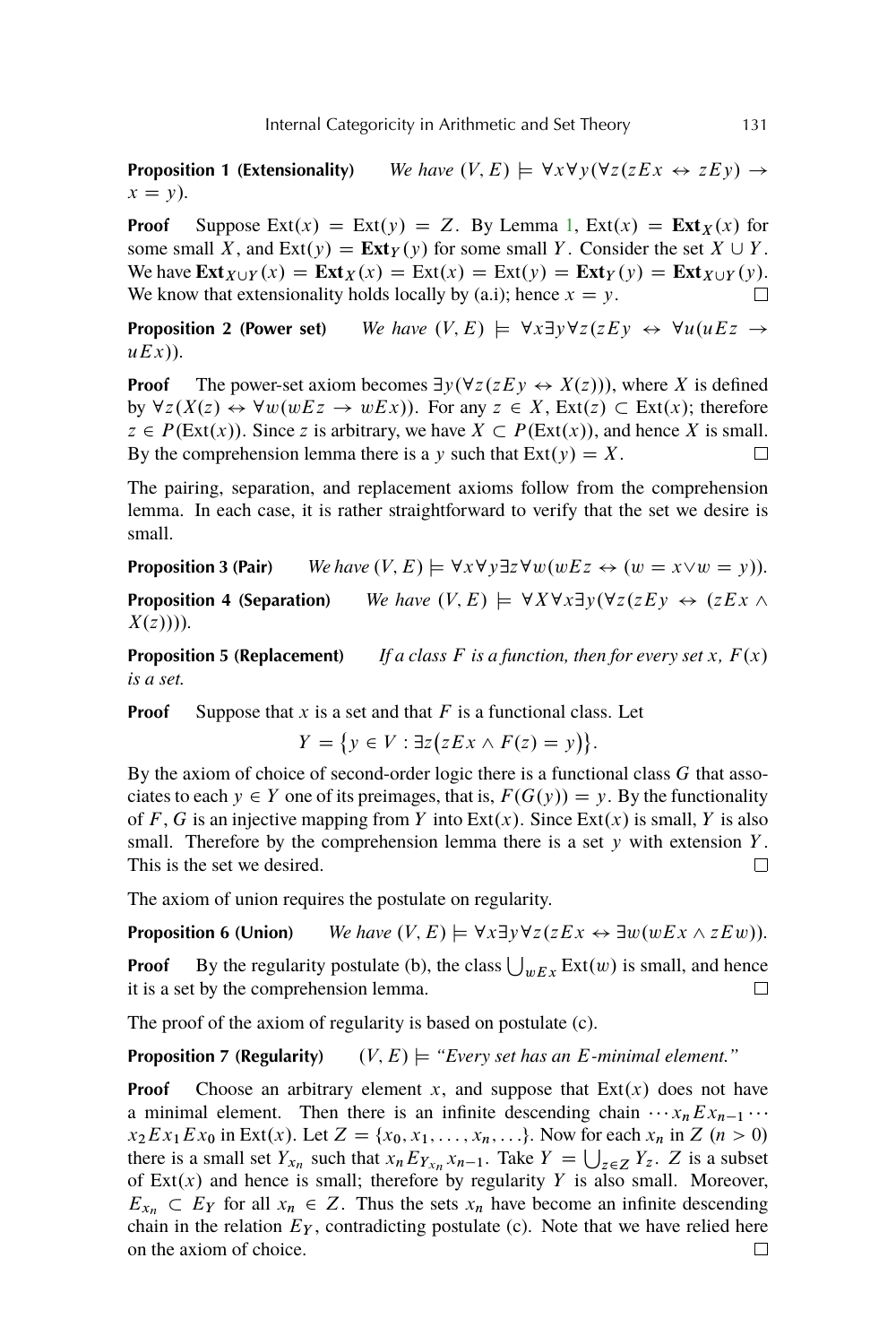**Proposition 1 (Extensionality)** *We have* $(V, E) \models \forall x \forall y (\forall z (zEx \leftrightarrow zEy) \rightarrow x = y)$.

**Proof** Suppose $\text{Ext}(x) = \text{Ext}(y) = Z$. By Lemma 1, $\text{Ext}(x) = \mathbf{Ext}_X(x)$ for some small $X$, and $\text{Ext}(y) = \mathbf{Ext}_Y(y)$ for some small $Y$. Consider the set $X \cup Y$. We have $\mathbf{Ext}_{X\cup Y}(x) = \mathbf{Ext}_X(x) = \text{Ext}(x) = \text{Ext}(y) = \mathbf{Ext}_Y(y) = \mathbf{Ext}_{X\cup Y}(y)$. We know that extensionality holds locally by (a.i); hence $x = y$. □

**Proposition 2 (Power set)** *We have* $(V, E) \models \forall x \exists y \forall z (zEy \leftrightarrow \forall u (uEz \rightarrow uEx))$.

**Proof** The power-set axiom becomes $\exists y (\forall z (zEy \leftrightarrow X(z)))$, where $X$ is defined by $\forall z (X(z) \leftrightarrow \forall w (wEz \rightarrow wEx))$. For any $z \in X$, $\text{Ext}(z) \subset \text{Ext}(x)$; therefore $z \in P(\text{Ext}(x))$. Since $z$ is arbitrary, we have $X \subset P(\text{Ext}(x))$, and hence $X$ is small. By the comprehension lemma there is a $y$ such that $\text{Ext}(y) = X$. □

The pairing, separation, and replacement axioms follow from the comprehension lemma. In each case, it is rather straightforward to verify that the set we desire is small.

**Proposition 3 (Pair)** *We have* $(V, E) \models \forall x \forall y \exists z \forall w (wEz \leftrightarrow (w = x \vee w = y))$.

**Proposition 4 (Separation)** *We have* $(V, E) \models \forall X \forall x \exists y (\forall z (zEy \leftrightarrow (zEx \wedge X(z))))$.

**Proposition 5 (Replacement)** *If a class $F$ is a function, then for every set $x$, $F(x)$ is a set.*

**Proof** Suppose that $x$ is a set and that $F$ is a functional class. Let

$$Y = \{y \in V : \exists z (zEx \wedge F(z) = y)\}.$$

By the axiom of choice of second-order logic there is a functional class $G$ that associates to each $y \in Y$ one of its preimages, that is, $F(G(y)) = y$. By the functionality of $F$, $G$ is an injective mapping from $Y$ into $\text{Ext}(x)$. Since $\text{Ext}(x)$ is small, $Y$ is also small. Therefore by the comprehension lemma there is a set $y$ with extension $Y$. This is the set we desired. □

The axiom of union requires the postulate on regularity.

**Proposition 6 (Union)** *We have* $(V, E) \models \forall x \exists y \forall z (zEx \leftrightarrow \exists w (wEx \wedge zEw))$.

**Proof** By the regularity postulate (b), the class $\bigcup_{wEx} \text{Ext}(w)$ is small, and hence it is a set by the comprehension lemma. □

The proof of the axiom of regularity is based on postulate (c).

**Proposition 7 (Regularity)** $(V, E) \models$ *"Every set has an $E$-minimal element."*

**Proof** Choose an arbitrary element $x$, and suppose that $\text{Ext}(x)$ does not have a minimal element. Then there is an infinite descending chain $\cdots x_n E x_{n-1} \cdots x_2 E x_1 E x_0$ in $\text{Ext}(x)$. Let $Z = \{x_0, x_1, \ldots, x_n, \ldots\}$. Now for each $x_n$ in $Z$ ($n > 0$) there is a small set $Y_{x_n}$ such that $x_n E_{Y_{x_n}} x_{n-1}$. Take $Y = \bigcup_{z \in Z} Y_z$. $Z$ is a subset of $\text{Ext}(x)$ and hence is small; therefore by regularity $Y$ is also small. Moreover, $E_{x_n} \subset E_Y$ for all $x_n \in Z$. Thus the sets $x_n$ have become an infinite descending chain in the relation $E_Y$, contradicting postulate (c). Note that we have relied here on the axiom of choice. □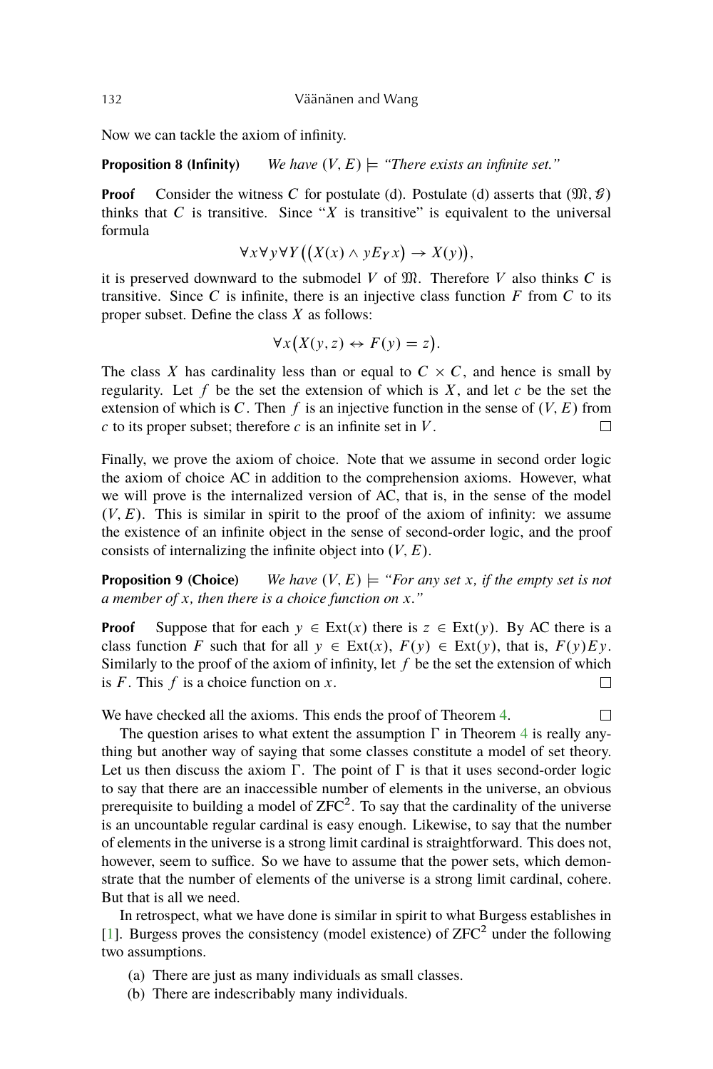Now we can tackle the axiom of infinity.

**Proposition 8 (Infinity)** *We have $(V, E) \models$ "There exists an infinite set."*

**Proof** Consider the witness $C$ for postulate (d). Postulate (d) asserts that $(\mathfrak{M}, \mathcal{G})$ thinks that $C$ is transitive. Since "$X$ is transitive" is equivalent to the universal formula

$$\forall x \forall y \forall Y \big( (X(x) \wedge y E_Y x) \rightarrow X(y) \big),$$

it is preserved downward to the submodel $V$ of $\mathfrak{M}$. Therefore $V$ also thinks $C$ is transitive. Since $C$ is infinite, there is an injective class function $F$ from $C$ to its proper subset. Define the class $X$ as follows:

$$\forall x \big( X(y, z) \leftrightarrow F(y) = z \big).$$

The class $X$ has cardinality less than or equal to $C \times C$, and hence is small by regularity. Let $f$ be the set the extension of which is $X$, and let $c$ be the set the extension of which is $C$. Then $f$ is an injective function in the sense of $(V, E)$ from $c$ to its proper subset; therefore $c$ is an infinite set in $V$. □

Finally, we prove the axiom of choice. Note that we assume in second order logic the axiom of choice AC in addition to the comprehension axioms. However, what we will prove is the internalized version of AC, that is, in the sense of the model $(V, E)$. This is similar in spirit to the proof of the axiom of infinity: we assume the existence of an infinite object in the sense of second-order logic, and the proof consists of internalizing the infinite object into $(V, E)$.

**Proposition 9 (Choice)** *We have $(V, E) \models$ "For any set $x$, if the empty set is not a member of $x$, then there is a choice function on $x$."*

**Proof** Suppose that for each $y \in \mathrm{Ext}(x)$ there is $z \in \mathrm{Ext}(y)$. By AC there is a class function $F$ such that for all $y \in \mathrm{Ext}(x)$, $F(y) \in \mathrm{Ext}(y)$, that is, $F(y) E y$. Similarly to the proof of the axiom of infinity, let $f$ be the set the extension of which is $F$. This $f$ is a choice function on $x$. □

We have checked all the axioms. This ends the proof of Theorem 4. □

The question arises to what extent the assumption $\Gamma$ in Theorem 4 is really anything but another way of saying that some classes constitute a model of set theory. Let us then discuss the axiom $\Gamma$. The point of $\Gamma$ is that it uses second-order logic to say that there are an inaccessible number of elements in the universe, an obvious prerequisite to building a model of $\mathrm{ZFC}^2$. To say that the cardinality of the universe is an uncountable regular cardinal is easy enough. Likewise, to say that the number of elements in the universe is a strong limit cardinal is straightforward. This does not, however, seem to suffice. So we have to assume that the power sets, which demonstrate that the number of elements of the universe is a strong limit cardinal, cohere. But that is all we need.

In retrospect, what we have done is similar in spirit to what Burgess establishes in [1]. Burgess proves the consistency (model existence) of $\mathrm{ZFC}^2$ under the following two assumptions.

(a) There are just as many individuals as small classes.
(b) There are indescribably many individuals.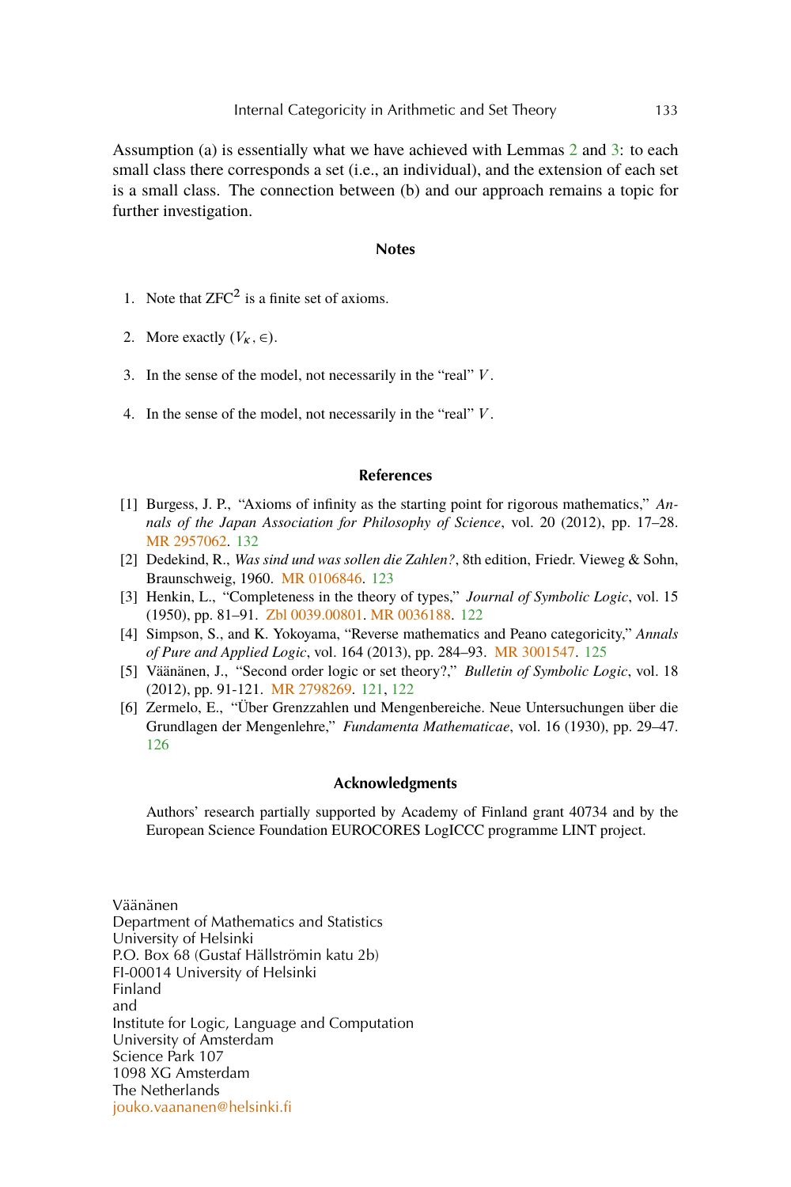Assumption (a) is essentially what we have achieved with Lemmas 2 and 3: to each small class there corresponds a set (i.e., an individual), and the extension of each set is a small class. The connection between (b) and our approach remains a topic for further investigation.

## Notes

1. Note that $ZFC^2$ is a finite set of axioms.

2. More exactly $(V_\kappa, \in)$.

3. In the sense of the model, not necessarily in the "real" $V$.

4. In the sense of the model, not necessarily in the "real" $V$.

## References

[1] Burgess, J. P., "Axioms of infinity as the starting point for rigorous mathematics," *Annals of the Japan Association for Philosophy of Science*, vol. 20 (2012), pp. 17–28. MR 2957062. 132

[2] Dedekind, R., *Was sind und was sollen die Zahlen?*, 8th edition, Friedr. Vieweg & Sohn, Braunschweig, 1960. MR 0106846. 123

[3] Henkin, L., "Completeness in the theory of types," *Journal of Symbolic Logic*, vol. 15 (1950), pp. 81–91. Zbl 0039.00801. MR 0036188. 122

[4] Simpson, S., and K. Yokoyama, "Reverse mathematics and Peano categoricity," *Annals of Pure and Applied Logic*, vol. 164 (2013), pp. 284–93. MR 3001547. 125

[5] Väänänen, J., "Second order logic or set theory?," *Bulletin of Symbolic Logic*, vol. 18 (2012), pp. 91-121. MR 2798269. 121, 122

[6] Zermelo, E., "Über Grenzzahlen und Mengenbereiche. Neue Untersuchungen über die Grundlagen der Mengenlehre," *Fundamenta Mathematicae*, vol. 16 (1930), pp. 29–47. 126

## Acknowledgments

Authors' research partially supported by Academy of Finland grant 40734 and by the European Science Foundation EUROCORES LogICCC programme LINT project.

Väänänen
Department of Mathematics and Statistics
University of Helsinki
P.O. Box 68 (Gustaf Hällströmin katu 2b)
FI-00014 University of Helsinki
Finland
and
Institute for Logic, Language and Computation
University of Amsterdam
Science Park 107
1098 XG Amsterdam
The Netherlands
jouko.vaananen@helsinki.fi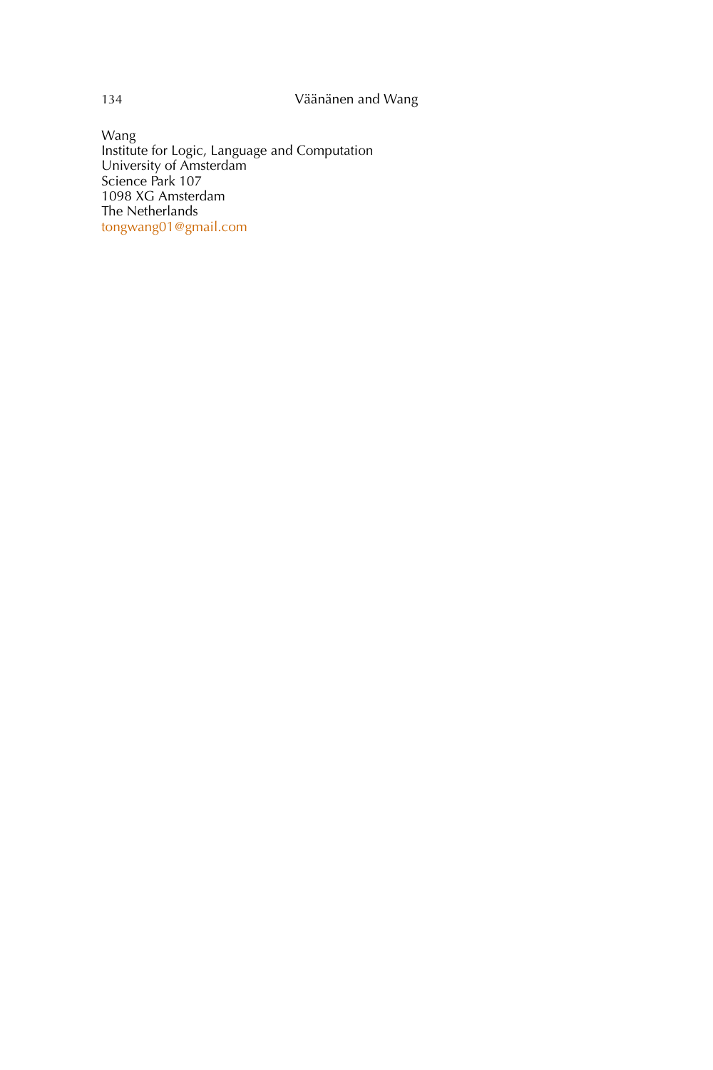Wang
Institute for Logic, Language and Computation
University of Amsterdam
Science Park 107
1098 XG Amsterdam
The Netherlands
tongwang01@gmail.com